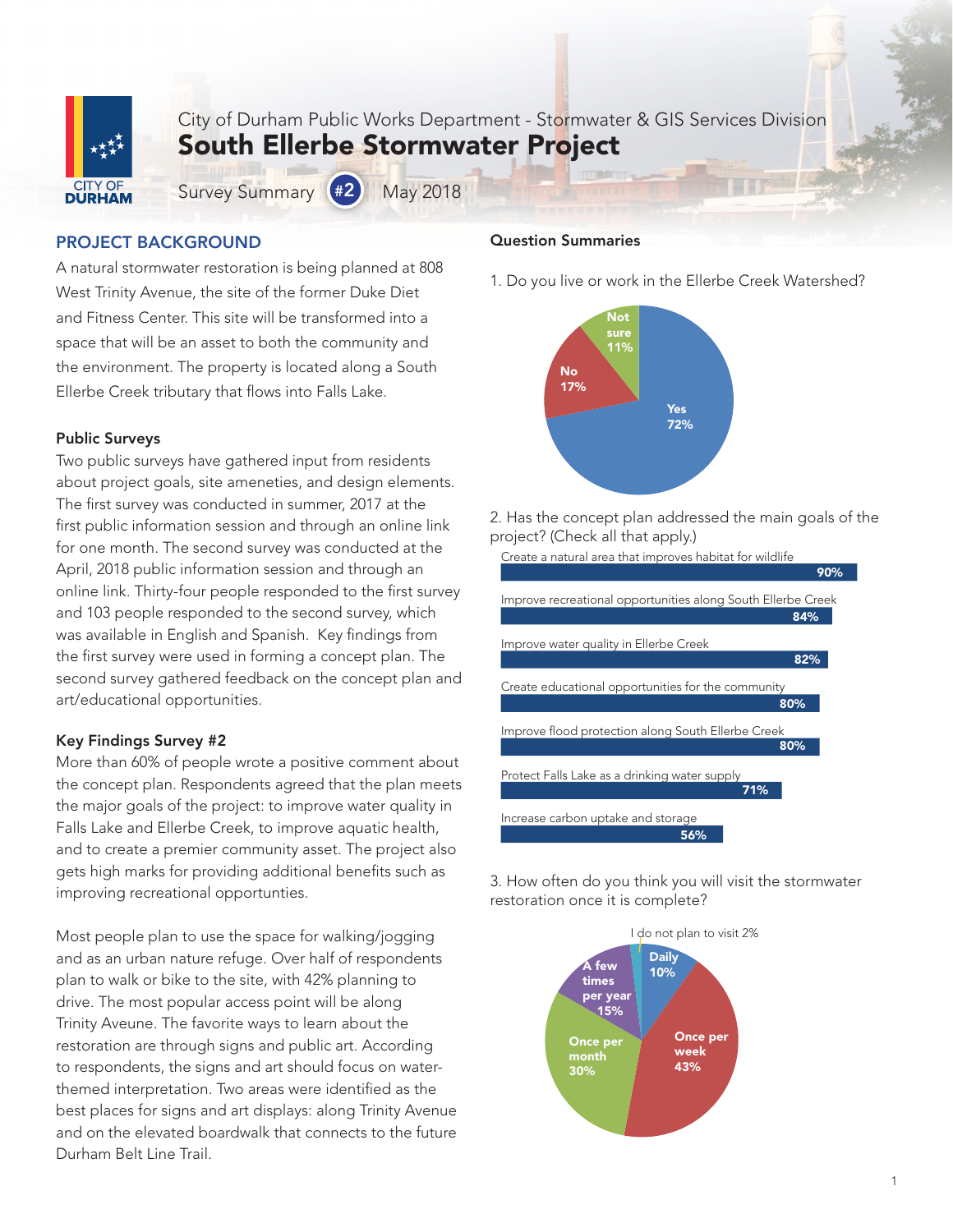City of Durham Public Works Department - Stormwater & GIS Services Division

# South Ellerbe Stormwater Project

Survey Summary #2 May 2018

## PROJECT BACKGROUND

A natural stormwater restoration is being planned at 808 West Trinity Avenue, the site of the former Duke Diet and Fitness Center. This site will be transformed into a space that will be an asset to both the community and the environment. The property is located along a South Ellerbe Creek tributary that flows into Falls Lake.

### Public Surveys

Two public surveys have gathered input from residents about project goals, site ameneties, and design elements. The first survey was conducted in summer, 2017 at the first public information session and through an online link for one month. The second survey was conducted at the April, 2018 public information session and through an online link. Thirty-four people responded to the first survey and 103 people responded to the second survey, which was available in English and Spanish. Key findings from the first survey were used in forming a concept plan. The second survey gathered feedback on the concept plan and art/educational opportunities.

### Key Findings Survey #2

More than 60% of people wrote a positive comment about the concept plan. Respondents agreed that the plan meets the major goals of the project: to improve water quality in Falls Lake and Ellerbe Creek, to improve aquatic health, and to create a premier community asset. The project also gets high marks for providing additional benefits such as improving recreational opportunities.

Most people plan to use the space for walking/jogging and as an urban nature refuge. Over half of respondents plan to walk or bike to the site, with 42% planning to drive. The most popular access point will be along Trinity Aveune. The favorite ways to learn about the restoration are through signs and public art. According to respondents, the signs and art should focus on water-themed interpretation. Two areas were identified as the best places for signs and art displays: along Trinity Avenue and on the elevated boardwalk that connects to the future Durham Belt Line Trail.

### Question Summaries

1. Do you live or work in the Ellerbe Creek Watershed?

| Response | Percent |
|---|---|
| Yes | 72% |
| No | 17% |
| Not sure | 11% |

2. Has the concept plan addressed the main goals of the project? (Check all that apply.)

| Goal | Percent |
|---|---|
| Create a natural area that improves habitat for wildlife | 90% |
| Improve recreational opportunities along South Ellerbe Creek | 84% |
| Improve water quality in Ellerbe Creek | 82% |
| Create educational opportunities for the community | 80% |
| Improve flood protection along South Ellerbe Creek | 80% |
| Protect Falls Lake as a drinking water supply | 71% |
| Increase carbon uptake and storage | 56% |

3. How often do you think you will visit the stormwater restoration once it is complete?

| Response | Percent |
|---|---|
| Once per week | 43% |
| Once per month | 30% |
| A few times per year | 15% |
| Daily | 10% |
| I do not plan to visit | 2% |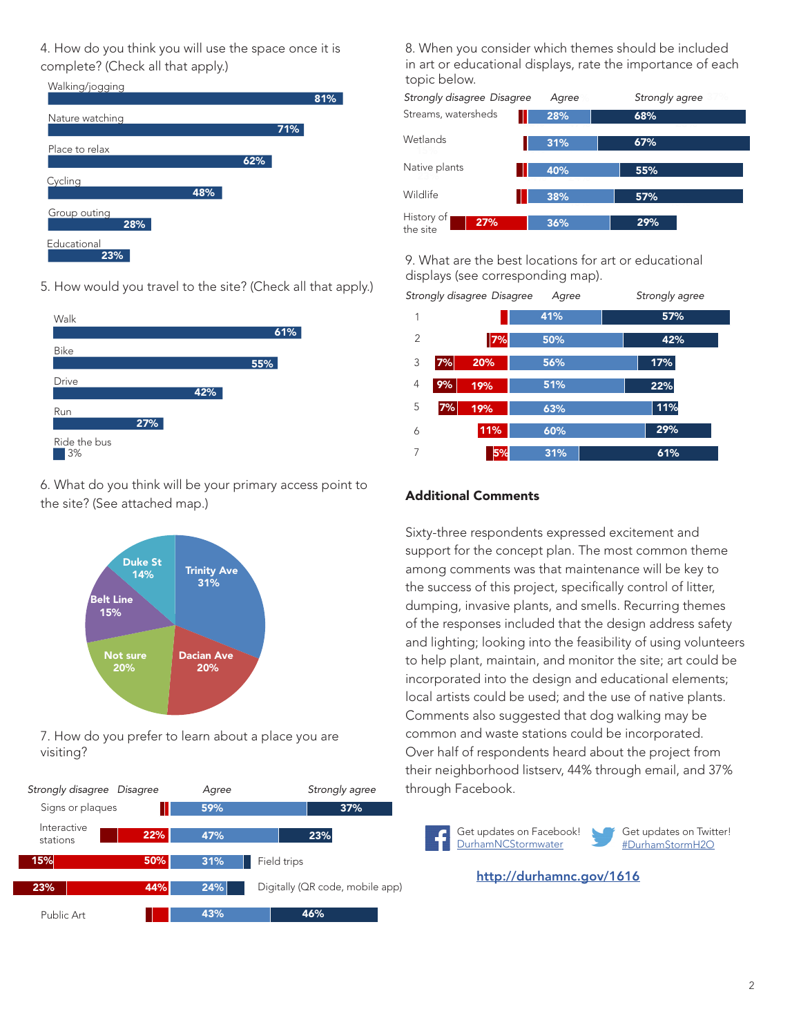4. How do you think you will use the space once it is complete? (Check all that apply.)

Walking/jogging 81%
Nature watching 71%
Place to relax 62%
Cycling 48%
Group outing 28%
Educational 23%

5. How would you travel to the site? (Check all that apply.)

Walk 61%
Bike 55%
Drive 42%
Run 27%
Ride the bus 3%

6. What do you think will be your primary access point to the site? (See attached map.)

Trinity Ave 31%
Dacian Ave 20%
Not sure 20%
Belt Line 15%
Duke St 14%

7. How do you prefer to learn about a place you are visiting?

*Strongly disagree* *Disagree* *Agree* *Strongly agree*

Signs or plaques 59% 37%
Interactive stations 22% 47% 23%
Field trips 15% 50% 31%
Digitally (QR code, mobile app) 23% 44% 24%
Public Art 43% 46%

8. When you consider which themes should be included in art or educational displays, rate the importance of each topic below.

*Strongly disagree* *Disagree* *Agree* *Strongly agree*

Streams, watersheds 28% 68%
Wetlands 31% 67%
Native plants 40% 55%
Wildlife 38% 57%
History of the site 27% 36% 29%

9. What are the best locations for art or educational displays (see corresponding map).

*Strongly disagree* *Disagree* *Agree* *Strongly agree*

1 41% 57%
2 7% 50% 42%
3 7% 20% 56% 17%
4 9% 19% 51% 22%
5 7% 19% 63% 11%
6 11% 60% 29%
7 5% 31% 61%

## Additional Comments

Sixty-three respondents expressed excitement and support for the concept plan. The most common theme among comments was that maintenance will be key to the success of this project, specifically control of litter, dumping, invasive plants, and smells. Recurring themes of the responses included that the design address safety and lighting; looking into the feasibility of using volunteers to help plant, maintain, and monitor the site; art could be incorporated into the design and educational elements; local artists could be used; and the use of native plants. Comments also suggested that dog walking may be common and waste stations could be incorporated. Over half of respondents heard about the project from their neighborhood listserv, 44% through email, and 37% through Facebook.

Get updates on Facebook! DurhamNCStormwater

Get updates on Twitter! #DurhamStormH2O

http://durhamnc.gov/1616